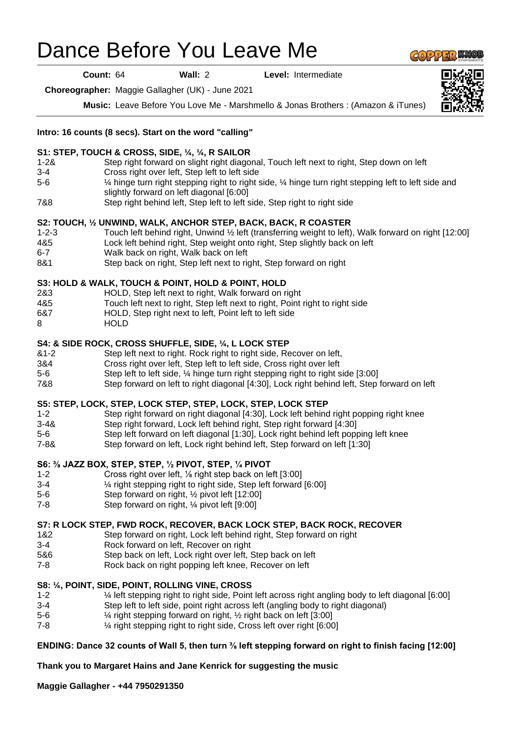# Dance Before You Leave Me

**Count:** 64 **Wall:** 2 **Level:** Intermediate

**Choreographer:** Maggie Gallagher (UK) - June 2021

**Music:** Leave Before You Love Me - Marshmello & Jonas Brothers : (Amazon & iTunes)

**Intro: 16 counts (8 secs). Start on the word "calling"**

**S1: STEP, TOUCH & CROSS, SIDE, ¼, ¼, R SAILOR**

| | |
|---|---|
| 1-2& | Step right forward on slight right diagonal, Touch left next to right, Step down on left |
| 3-4 | Cross right over left, Step left to left side |
| 5-6 | ¼ hinge turn right stepping right to right side, ¼ hinge turn right stepping left to left side and slightly forward on left diagonal [6:00] |
| 7&8 | Step right behind left, Step left to left side, Step right to right side |

**S2: TOUCH, ½ UNWIND, WALK, ANCHOR STEP, BACK, BACK, R COASTER**

| | |
|---|---|
| 1-2-3 | Touch left behind right, Unwind ½ left (transferring weight to left), Walk forward on right [12:00] |
| 4&5 | Lock left behind right, Step weight onto right, Step slightly back on left |
| 6-7 | Walk back on right, Walk back on left |
| 8&1 | Step back on right, Step left next to right, Step forward on right |

**S3: HOLD & WALK, TOUCH & POINT, HOLD & POINT, HOLD**

| | |
|---|---|
| 2&3 | HOLD, Step left next to right, Walk forward on right |
| 4&5 | Touch left next to right, Step left next to right, Point right to right side |
| 6&7 | HOLD, Step right next to left, Point left to left side |
| 8 | HOLD |

**S4: & SIDE ROCK, CROSS SHUFFLE, SIDE, ¼, L LOCK STEP**

| | |
|---|---|
| &1-2 | Step left next to right. Rock right to right side, Recover on left, |
| 3&4 | Cross right over left, Step left to left side, Cross right over left |
| 5-6 | Step left to left side, ¼ hinge turn right stepping right to right side [3:00] |
| 7&8 | Step forward on left to right diagonal [4:30], Lock right behind left, Step forward on left |

**S5: STEP, LOCK, STEP, LOCK STEP, STEP, LOCK, STEP, LOCK STEP**

| | |
|---|---|
| 1-2 | Step right forward on right diagonal [4:30], Lock left behind right popping right knee |
| 3-4& | Step right forward, Lock left behind right, Step right forward [4:30] |
| 5-6 | Step left forward on left diagonal [1:30], Lock right behind left popping left knee |
| 7-8& | Step forward on left, Lock right behind left, Step forward on left [1:30] |

**S6: ⅜ JAZZ BOX, STEP, STEP, ½ PIVOT, STEP, ¼ PIVOT**

| | |
|---|---|
| 1-2 | Cross right over left, ⅛ right step back on left [3:00] |
| 3-4 | ¼ right stepping right to right side, Step left forward [6:00] |
| 5-6 | Step forward on right, ½ pivot left [12:00] |
| 7-8 | Step forward on right, ¼ pivot left [9:00] |

**S7: R LOCK STEP, FWD ROCK, RECOVER, BACK LOCK STEP, BACK ROCK, RECOVER**

| | |
|---|---|
| 1&2 | Step forward on right, Lock left behind right, Step forward on right |
| 3-4 | Rock forward on left, Recover on right |
| 5&6 | Step back on left, Lock right over left, Step back on left |
| 7-8 | Rock back on right popping left knee, Recover on left |

**S8: ¼, POINT, SIDE, POINT, ROLLING VINE, CROSS**

| | |
|---|---|
| 1-2 | ¼ left stepping right to right side, Point left across right angling body to left diagonal [6:00] |
| 3-4 | Step left to left side, point right across left (angling body to right diagonal) |
| 5-6 | ¼ right stepping forward on right, ½ right back on left [3:00] |
| 7-8 | ¼ right stepping right to right side, Cross left over right [6:00] |

**ENDING: Dance 32 counts of Wall 5, then turn ⅜ left stepping forward on right to finish facing [12:00]**

**Thank you to Margaret Hains and Jane Kenrick for suggesting the music**

**Maggie Gallagher - +44 7950291350**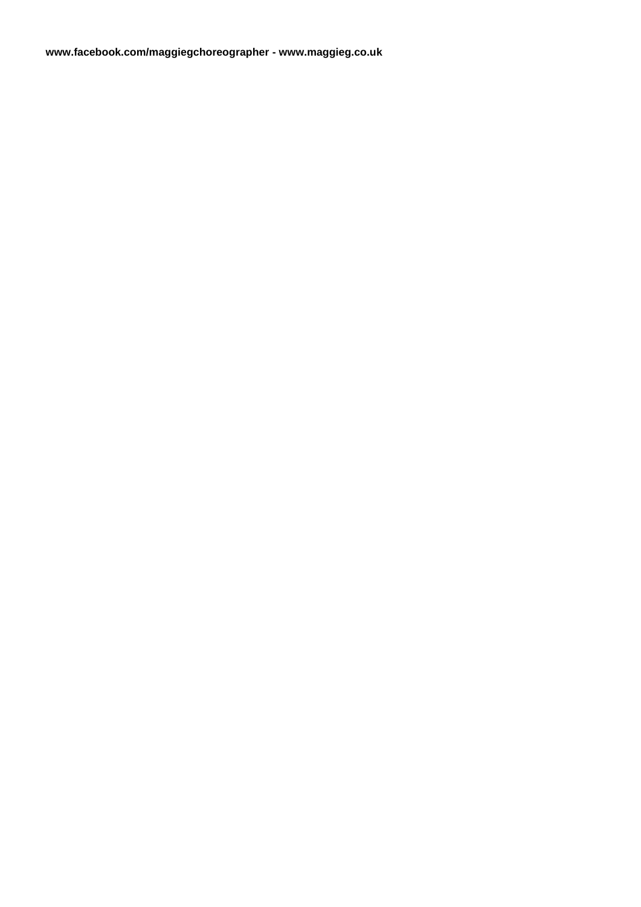**www.facebook.com/maggiegchoreographer - www.maggieg.co.uk**